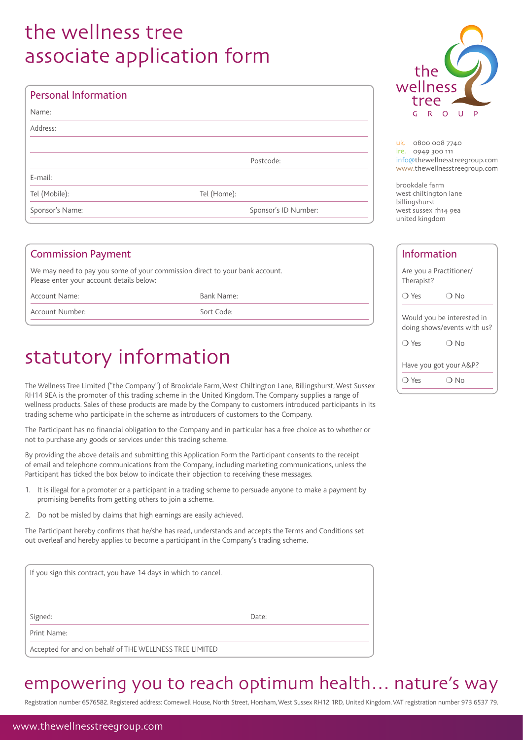# the wellness tree associate application form

## Personal Information

Name:

Address:

Postcode:

E-mail:

Tel (Mobile): Tel (Home):

Sponsor's Name: Sponsor's ID Number:

the wellness tree GROUP

uk. 0800 008 7740
ire. 0949 300 111
info@thewellnesstreegroup.com
www.thewellnesstreegroup.com

brookdale farm
west chiltington lane
billingshurst
west sussex rh14 9ea
united kingdom

## Commission Payment

We may need to pay you some of your commission direct to your bank account.
Please enter your account details below:

Account Name: Bank Name:

Account Number: Sort Code:

## Information

Are you a Practitioner/ Therapist?

❍ Yes ❍ No

Would you be interested in doing shows/events with us?

❍ Yes ❍ No

Have you got your A&P?

❍ Yes ❍ No

# statutory information

The Wellness Tree Limited ("the Company") of Brookdale Farm, West Chiltington Lane, Billingshurst, West Sussex RH14 9EA is the promoter of this trading scheme in the United Kingdom. The Company supplies a range of wellness products. Sales of these products are made by the Company to customers introduced participants in its trading scheme who participate in the scheme as introducers of customers to the Company.

The Participant has no financial obligation to the Company and in particular has a free choice as to whether or not to purchase any goods or services under this trading scheme.

By providing the above details and submitting this Application Form the Participant consents to the receipt of email and telephone communications from the Company, including marketing communications, unless the Participant has ticked the box below to indicate their objection to receiving these messages.

1. It is illegal for a promoter or a participant in a trading scheme to persuade anyone to make a payment by promising benefits from getting others to join a scheme.
2. Do not be misled by claims that high earnings are easily achieved.

The Participant hereby confirms that he/she has read, understands and accepts the Terms and Conditions set out overleaf and hereby applies to become a participant in the Company's trading scheme.

If you sign this contract, you have 14 days in which to cancel.

Signed: Date:

Print Name:

Accepted for and on behalf of THE WELLNESS TREE LIMITED

## empowering you to reach optimum health… nature's way

Registration number 6576582. Registered address: Comewell House, North Street, Horsham, West Sussex RH12 1RD, United Kingdom. VAT registration number 973 6537 79.

www.thewellnesstreegroup.com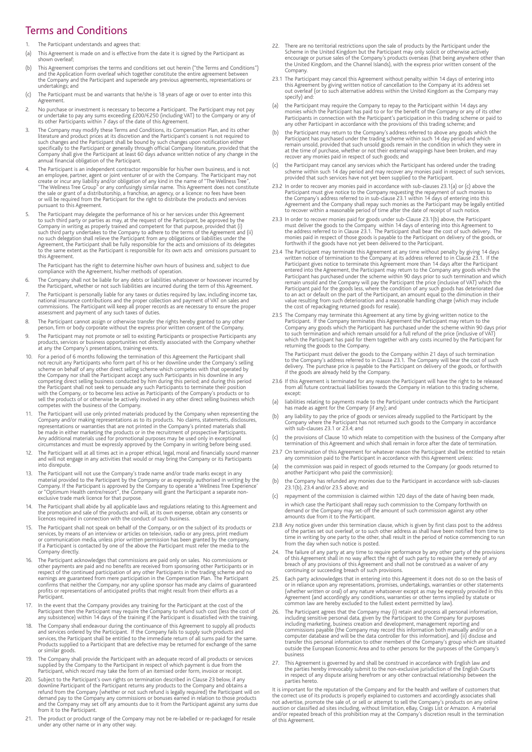# Terms and Conditions

1. The Participant understands and agrees that:

(a) This Agreement is made on and is effective from the date it is signed by the Participant as shown overleaf;

(b) This Agreement comprises the terms and conditions set out herein ("the Terms and Conditions") and the Application Form overleaf which together constitute the entire agreement between the Company and the Participant and supersede any previous agreements, representations or undertakings; and

(c) The Participant must be and warrants that he/she is 18 years of age or over to enter into this Agreement.

2. No purchase or investment is necessary to become a Participant. The Participant may not pay or undertake to pay any sums exceeding £200/€250 (including VAT) to the Company or any of its other Participants within 7 days of the date of this Agreement.

3. The Company may modify these Terms and Conditions, its Compensation Plan, and its other literature and product prices at its discretion and the Participant's consent is not required to such changes and the Participant shall be bound by such changes upon notification either specifically to the Participant or generally through official Company literature, provided that the Company shall give the Participant at least 60 days advance written notice of any change in the annual financial obligation of the Participant.

4. The Participant is an independent contractor responsible for his/her own business, and is not an employee, partner, agent or joint venturer of or with the Company. The Participant may not create or incur any liability and/or obligation of any kind in the name of "The Wellness Tree", "The Wellness Tree Group" or any confusingly similar name. This Agreement does not constitute the sale or grant of a distributorship, a franchise, an agency, or a licence: no fees have been or will be required from the Participant for the right to distribute the products and services pursuant to this Agreement.

5. The Participant may delegate the performance of his or her services under this Agreement to such third party or parties as may, at the request of the Participant, be approved by the Company in writing as properly trained and competent for that purpose, provided that (i) such third party undertakes to the Company to adhere to the terms of the Agreement and (ii) no such delegation shall relieve the Participant from any obligations or liabilities under the Agreement, the Participant shall be fully responsible for the acts and omissions of its delegates to the same extent as the Participant is responsible for its own acts and omissions pursuant to this Agreement.

   The Participant has the right to determine his/her own hours of business and, subject to due compliance with the Agreement, his/her methods of operation.

6. The Company shall not be liable for any debts or liabilities whatsoever or howsoever incurred by the Participant, whether or not such liabilities are incurred during the term of this Agreement.

7. The Participant is personally liable for any taxes or duties required by law, including income tax, national insurance contributions and the proper collection and payment of VAT on sales and commissions. The Participant will keep all proper records as are necessary to ensure the proper assessment and payment of any such taxes of duties.

8. The Participant cannot assign or otherwise transfer the rights hereby granted to any other person, firm or body corporate without the express prior written consent of the Company.

9. The Participant may not promote or sell to existing Participants or prospective Participants any products, services or business opportunities not directly associated with the Company whether at any the Company's presentations, training events.

10. For a period of 6 months following the termination of this Agreement the Participant shall not recruit any Participants who form part of his or her downline under the Company's selling scheme on behalf of any other direct selling scheme which competes with that operated by the Company nor shall the Participant accept any such Participants in his downline in any competing direct selling business conducted by him during this period; and during this period the Participant shall not seek to persuade any such Participants to terminate their position with the Company, or to become less active as Participants of the Company's products or to sell the products of or otherwise be actively involved in any other direct selling business which competes with the business of the Company.

11. The Participant will use only printed materials produced by the Company when representing the Company and/or making representations as to its products. No claims, statements, disclosures, representations or warranties that are not printed in the Company's printed materials shall be made in either marketing the products or in the recruitment of prospective Participants. Any additional materials used for promotional purposes may be used only in exceptional circumstances and must be expressly approved by the Company in writing before being used.

12. The Participant will at all times act in a proper ethical, legal, moral and financially sound manner and will not engage in any activities that would or may bring the Company or its Participants into disrepute.

13. The Participant will not use the Company's trade name and/or trade marks except in any material provided to the Participant by the Company or as expressly authorised in writing by the Company. If the Participant is approved by the Company to operate a 'Wellness Tree Experience' or "Optimum Health centre/resort", the Company will grant the Participant a separate non-exclusive trade mark licence for that purpose.

14. The Participant shall abide by all applicable laws and regulations relating to this Agreement and the promotion and sale of the products and will, at its own expense, obtain any consents or licences required in connection with the conduct of such business.

15. The Participant shall not speak on behalf of the Company, or on the subject of its products or services, by means of an interview or articles on television, radio or any press, print medium or communication media, unless prior written permission has been granted by the company. If a Participant is contacted by one of the above the Participant must refer the media to the Company directly.

16. The Participant acknowledges that commissions are paid only on sales. No commissions or other payments are paid and no benefits are received from sponsoring other Participants or in respect of the continued participation of any other Participants in the trading scheme and no earnings are guaranteed from mere participation in the Compensation Plan. The Participant confirms that neither the Company, nor any upline sponsor has made any claims of guaranteed profits or representations of anticipated profits that might result from their efforts as a Participant.

17. In the event that the Company provides any training for the Participant at the cost of the Participant then the Participant may require the Company to refund such cost (less the cost of any subsistence) within 14 days of the training if the Participant is dissatisfied with the training.

18. The Company shall endeavour during the continuance of this Agreement to supply all products and services ordered by the Participant. If the Company fails to supply such products and services, the Participant shall be entitled to the immediate return of all sums paid for the same. Products supplied to a Participant that are defective may be returned for exchange of the same or similar goods.

19. The Company shall provide the Participant with an adequate record of all products or services supplied by the Company to the Participant in respect of which payment is due from the Participant, which record may take the form of an itemised order form, invoice or receipt.

20. Subject to the Participant's own rights on termination described in Clause 23 below, if any downline Participant of the Participant returns any products to the Company and obtains a refund from the Company (whether or not such refund is legally required) the Participant will on demand pay to the Company any commissions or bonuses earned in relation to those products and the Company may set off any amounts due to it from the Participant against any sums due from it to the Participant.

21. The product or product range of the Company may not be re-labelled or re-packaged for resale under any other name or in any other way.

22. There are no territorial restrictions upon the sale of products by the Participant under the Scheme in the United Kingdom but the Participant may only solicit or otherwise actively encourage or pursue sales of the Company's products overseas (that being anywhere other than the United Kingdom, and the Channel Islands), with the express prior written consent of the Company.

23.1 The Participant may cancel this Agreement without penalty within 14 days of entering into this Agreement by giving written notice of cancellation to the Company at its address set out overleaf (or to such alternative address within the United Kingdom as the Company may specify) and:

(a) the Participant may require the Company to repay to the Participant within 14 days any monies which the Participant has paid to or for the benefit of the Company or any of its other Participants in connection with the Participant's participation in this trading scheme or paid to any other Participant in accordance with the provisions of this trading scheme; and

(b) the Participant may return to the Company's address referred to above any goods which the Participant has purchased under the trading scheme within such 14 day period and which remain unsold, provided that such unsold goods remain in the condition in which they were in at the time of purchase, whether or not their external wrappings have been broken, and may recover any monies paid in respect of such goods; and

(c) the Participant may cancel any services which the Participant has ordered under the trading scheme within such 14 day period and may recover any monies paid in respect of such services, provided that such services have not yet been supplied to the Participant.

23.2 In order to recover any monies paid in accordance with sub-clauses 23.1(a) or (c) above the Participant must give notice to the Company requesting the repayment of such monies to the Company's address referred to in sub-clause 23.1 within 14 days of entering into this Agreement and the Company shall repay such monies as the Participant may be legally entitled to recover within a reasonable period of time after the date of receipt of such notice.

23.3 In order to recover monies paid for goods under sub-Clause 23.1(b) above, the Participant must deliver the goods to the Company within 14 days of entering into this Agreement to the address referred to in Clause 23.1. The Participant shall bear the cost of such delivery. The monies paid in respect of those goods is payable to the Participant on delivery of the goods, or forthwith if the goods have not yet been delivered to the Participant.

23.4 The Participant may terminate this Agreement at any time without penalty by giving 14 days written notice of termination to the Company at its address referred to in Clause 23.1. If the Participant gives notice to terminate this Agreement more than 14 days after the Participant entered into the Agreement, the Participant may return to the Company any goods which the Participant has purchased under the scheme within 90 days prior to such termination and which remain unsold and the Company will pay the Participant the price (inclusive of VAT) which the Participant paid for the goods less, where the condition of any such goods has deteriorated due to an act or default on the part of the Participant, an amount equal to the diminution in their value resulting from such deterioration and a reasonable handling charge (which may include the cost of repackaging returned goods for resale).

23.5 The Company may terminate this Agreement at any time by giving written notice to the Participant. If the Company terminates this Agreement the Participant may return to the Company any goods which the Participant has purchased under the scheme within 90 days prior to such termination and which remain unsold for a full refund of the price (inclusive of VAT) which the Participant has paid for them together with any costs incurred by the Participant for returning the goods to the Company.

   The Participant must deliver the goods to the Company within 21 days of such termination to the Company's address referred to in Clause 23.1. The Company will bear the cost of such delivery. The purchase price is payable to the Participant on delivery of the goods, or forthwith if the goods are already held by the Company.

23.6 If this Agreement is terminated for any reason the Participant will have the right to be released from all future contractual liabilities towards the Company in relation to this trading scheme, except:

(a) liabilities relating to payments made to the Participant under contracts which the Participant has made as agent for the Company (if any); and

(b) any liability to pay the price of goods or services already supplied to the Participant by the Company where the Participant has not returned such goods to the Company in accordance with sub-clauses 23.1 or 23.4; and

(c) the provisions of Clause 10 which relate to competition with the business of the Company after termination of this Agreement and which shall remain in force after the date of termination.

23.7 On termination of this Agreement for whatever reason the Participant shall be entitled to retain any commission paid to the Participant in accordance with this Agreement unless:

(a) the commission was paid in respect of goods returned to the Company (or goods returned to another Participant who paid the commission);

(b) the Company has refunded any monies due to the Participant in accordance with sub-clauses 23.1(b), 23.4 and/or 23.5 above; and

(c) repayment of the commission is claimed within 120 days of the date of having been made,

   in which case the Participant shall repay such commission to the Company forthwith on demand or the Company may set-off the amount of such commission against any other amounts due from it to the Participant.

23.8 Any notice given under this termination clause, which is given by first class post to the address of the parties set out overleaf, or to such other address as shall have been notified from time to time in writing by one party to the other, shall result in the period of notice commencing to run from the day when such notice is posted.

24. The failure of any party at any time to require performance by any other party of the provisions of this Agreement shall in no way affect the right of such party to require the remedy of any breach of any provisions of this Agreement and shall not be construed as a waiver of any continuing or succeeding breach of such provisions.

25. Each party acknowledges that in entering into this Agreement it does not do so on the basis of or in reliance upon any representations, promises, undertakings, warranties or other statements (whether written or oral) of any nature whatsoever except as may be expressly provided in this Agreement (and accordingly any conditions, warranties or other terms implied by statute or common law are hereby excluded to the fullest extent permitted by law).

26. The Participant agrees that the Company may (i) retain and process all personal information, including sensitive personal data, given by the Participant to the Company for purposes including marketing, business creation and development, management reporting and commissions payable (the Company may record this information both manually and/or on a computer database and will be the data controller for this information), and (ii) disclose and transfer this personal information to other members of the Company's group which are situated outside the European Economic Area and to other persons for the purposes of the Company's business

27. This Agreement is governed by and shall be construed in accordance with English law and the parties hereby irrevocably submit to the non-exclusive jurisdiction of the English Courts in respect of any dispute arising herefrom or any other contractual relationship between the parties hereto.

It is important for the reputation of the Company and for the health and welfare of customers that the correct use of its products is properly explained to customers and accordingly associates shall not advertise, promote the sale of, or sell or attempt to sell the Company's products on any online auction or classified ad sites including, without limitation, eBay, Craigs List or Amazon. A material and/or repeated breach of this prohibition may at the Company's discretion result in the termination of this Agreement.